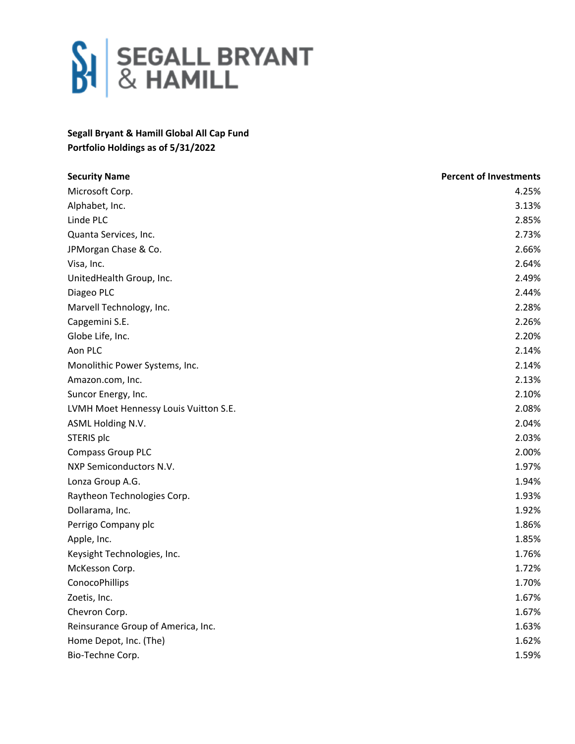**SEGALL BRYANT & HAMILL**

**Segall Bryant & Hamill Global All Cap Fund**
**Portfolio Holdings as of 5/31/2022**

| Security Name | Percent of Investments |
|---|---|
| Microsoft Corp. | 4.25% |
| Alphabet, Inc. | 3.13% |
| Linde PLC | 2.85% |
| Quanta Services, Inc. | 2.73% |
| JPMorgan Chase & Co. | 2.66% |
| Visa, Inc. | 2.64% |
| UnitedHealth Group, Inc. | 2.49% |
| Diageo PLC | 2.44% |
| Marvell Technology, Inc. | 2.28% |
| Capgemini S.E. | 2.26% |
| Globe Life, Inc. | 2.20% |
| Aon PLC | 2.14% |
| Monolithic Power Systems, Inc. | 2.14% |
| Amazon.com, Inc. | 2.13% |
| Suncor Energy, Inc. | 2.10% |
| LVMH Moet Hennessy Louis Vuitton S.E. | 2.08% |
| ASML Holding N.V. | 2.04% |
| STERIS plc | 2.03% |
| Compass Group PLC | 2.00% |
| NXP Semiconductors N.V. | 1.97% |
| Lonza Group A.G. | 1.94% |
| Raytheon Technologies Corp. | 1.93% |
| Dollarama, Inc. | 1.92% |
| Perrigo Company plc | 1.86% |
| Apple, Inc. | 1.85% |
| Keysight Technologies, Inc. | 1.76% |
| McKesson Corp. | 1.72% |
| ConocoPhillips | 1.70% |
| Zoetis, Inc. | 1.67% |
| Chevron Corp. | 1.67% |
| Reinsurance Group of America, Inc. | 1.63% |
| Home Depot, Inc. (The) | 1.62% |
| Bio-Techne Corp. | 1.59% |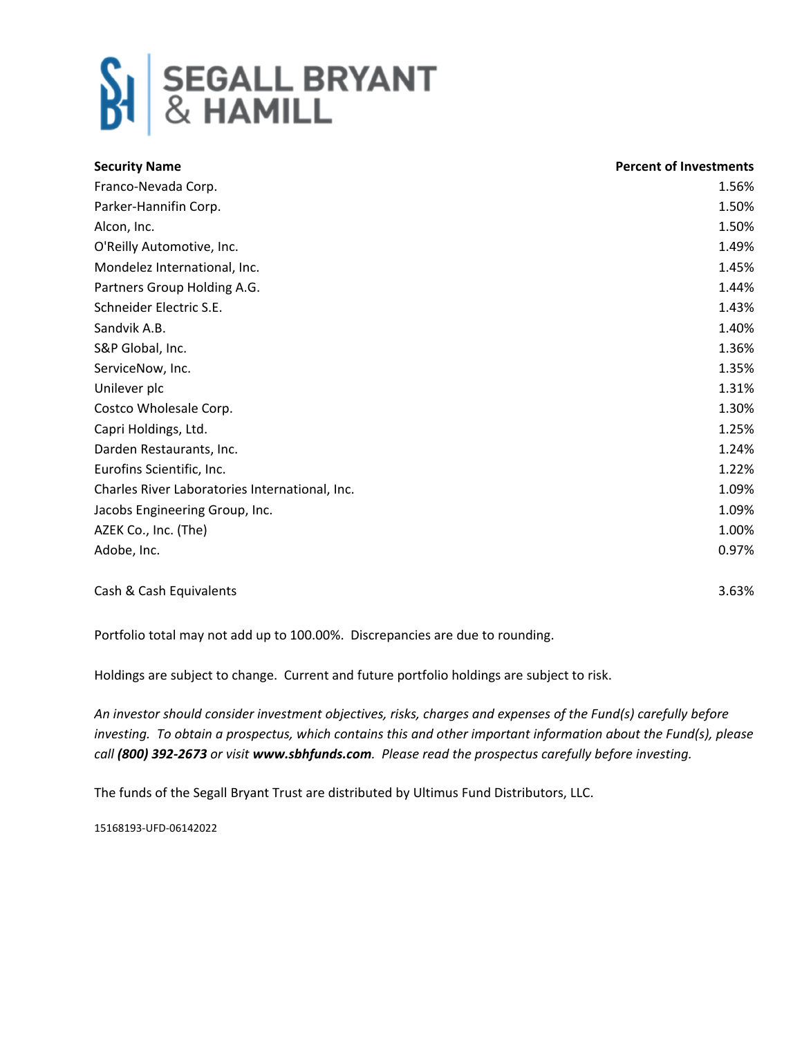| Security Name | Percent of Investments |
|---|---|
| Franco-Nevada Corp. | 1.56% |
| Parker-Hannifin Corp. | 1.50% |
| Alcon, Inc. | 1.50% |
| O'Reilly Automotive, Inc. | 1.49% |
| Mondelez International, Inc. | 1.45% |
| Partners Group Holding A.G. | 1.44% |
| Schneider Electric S.E. | 1.43% |
| Sandvik A.B. | 1.40% |
| S&P Global, Inc. | 1.36% |
| ServiceNow, Inc. | 1.35% |
| Unilever plc | 1.31% |
| Costco Wholesale Corp. | 1.30% |
| Capri Holdings, Ltd. | 1.25% |
| Darden Restaurants, Inc. | 1.24% |
| Eurofins Scientific, Inc. | 1.22% |
| Charles River Laboratories International, Inc. | 1.09% |
| Jacobs Engineering Group, Inc. | 1.09% |
| AZEK Co., Inc. (The) | 1.00% |
| Adobe, Inc. | 0.97% |
| | |
| Cash & Cash Equivalents | 3.63% |

Portfolio total may not add up to 100.00%. Discrepancies are due to rounding.

Holdings are subject to change. Current and future portfolio holdings are subject to risk.

*An investor should consider investment objectives, risks, charges and expenses of the Fund(s) carefully before investing. To obtain a prospectus, which contains this and other important information about the Fund(s), please call* ***(800) 392-2673*** *or visit* ***www.sbhfunds.com****. Please read the prospectus carefully before investing.*

The funds of the Segall Bryant Trust are distributed by Ultimus Fund Distributors, LLC.

15168193-UFD-06142022